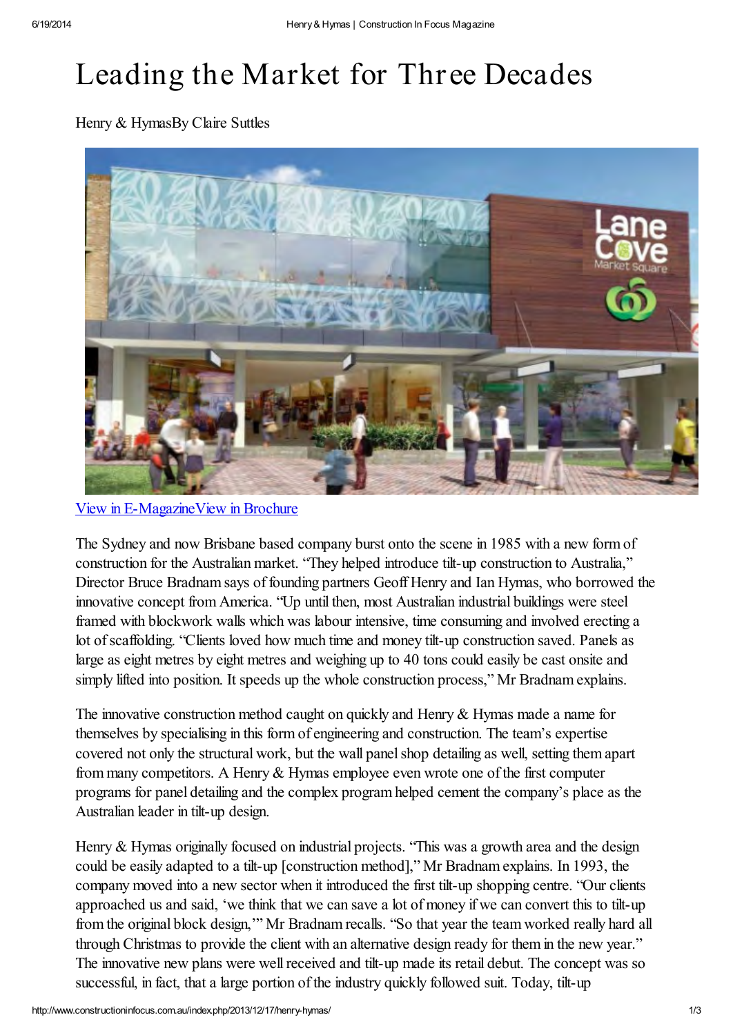# Leading the Market for Three Decades

Henry & HymasBy Claire Suttles

View in E-MagazineView in Brochure

The Sydney and now Brisbane based company burst onto the scene in 1985 with a new form of construction for the Australian market. "They helped introduce tilt-up construction to Australia," Director Bruce Bradnam says of founding partners Geoff Henry and Ian Hymas, who borrowed the innovative concept from America. "Up until then, most Australian industrial buildings were steel framed with blockwork walls which was labour intensive, time consuming and involved erecting a lot of scaffolding. "Clients loved how much time and money tilt-up construction saved. Panels as large as eight metres by eight metres and weighing up to 40 tons could easily be cast onsite and simply lifted into position. It speeds up the whole construction process," Mr Bradnam explains.

The innovative construction method caught on quickly and Henry & Hymas made a name for themselves by specialising in this form of engineering and construction. The team's expertise covered not only the structural work, but the wall panel shop detailing as well, setting them apart from many competitors. A Henry & Hymas employee even wrote one of the first computer programs for panel detailing and the complex program helped cement the company's place as the Australian leader in tilt-up design.

Henry & Hymas originally focused on industrial projects. "This was a growth area and the design could be easily adapted to a tilt-up [construction method]," Mr Bradnam explains. In 1993, the company moved into a new sector when it introduced the first tilt-up shopping centre. "Our clients approached us and said, 'we think that we can save a lot of money if we can convert this to tilt-up from the original block design,'" Mr Bradnam recalls. "So that year the team worked really hard all through Christmas to provide the client with an alternative design ready for them in the new year." The innovative new plans were well received and tilt-up made its retail debut. The concept was so successful, in fact, that a large portion of the industry quickly followed suit. Today, tilt-up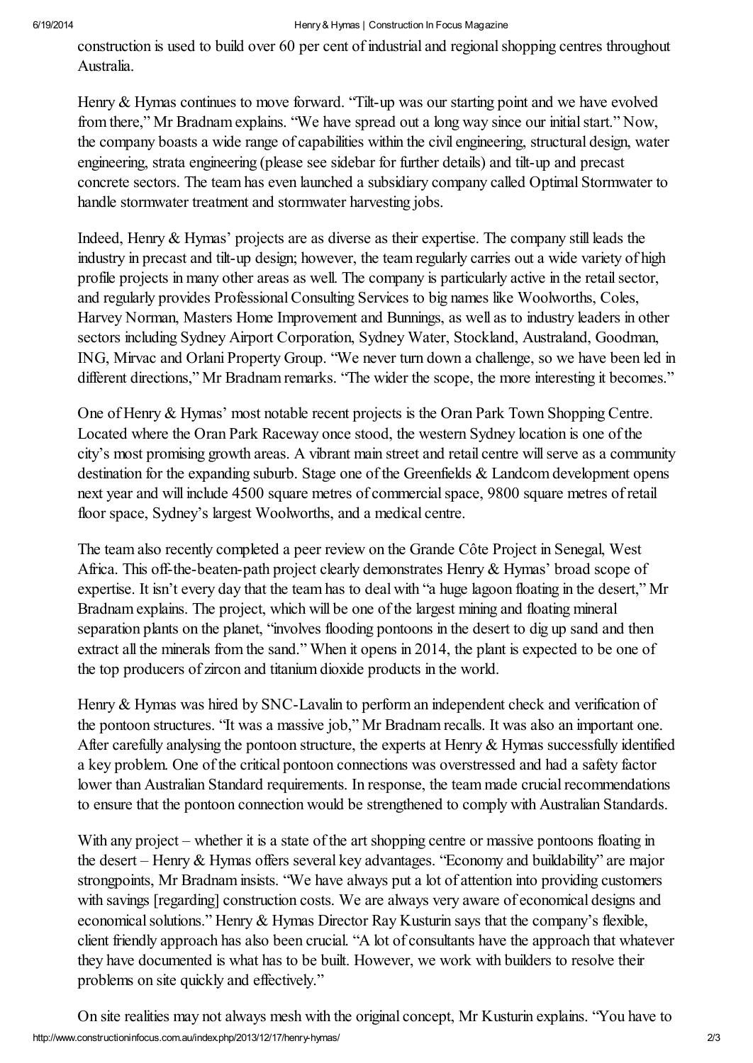construction is used to build over 60 per cent of industrial and regional shopping centres throughout Australia.

Henry & Hymas continues to move forward. "Tilt-up was our starting point and we have evolved from there," Mr Bradnam explains. "We have spread out a long way since our initial start." Now, the company boasts a wide range of capabilities within the civil engineering, structural design, water engineering, strata engineering (please see sidebar for further details) and tilt-up and precast concrete sectors. The team has even launched a subsidiary company called Optimal Stormwater to handle stormwater treatment and stormwater harvesting jobs.

Indeed, Henry & Hymas' projects are as diverse as their expertise. The company still leads the industry in precast and tilt-up design; however, the team regularly carries out a wide variety of high profile projects in many other areas as well. The company is particularly active in the retail sector, and regularly provides Professional Consulting Services to big names like Woolworths, Coles, Harvey Norman, Masters Home Improvement and Bunnings, as well as to industry leaders in other sectors including Sydney Airport Corporation, Sydney Water, Stockland, Australand, Goodman, ING, Mirvac and Orlani Property Group. "We never turn down a challenge, so we have been led in different directions," Mr Bradnam remarks. "The wider the scope, the more interesting it becomes."

One of Henry & Hymas' most notable recent projects is the Oran Park Town Shopping Centre. Located where the Oran Park Raceway once stood, the western Sydney location is one of the city's most promising growth areas. A vibrant main street and retail centre will serve as a community destination for the expanding suburb. Stage one of the Greenfields & Landcom development opens next year and will include 4500 square metres of commercial space, 9800 square metres of retail floor space, Sydney's largest Woolworths, and a medical centre.

The team also recently completed a peer review on the Grande Côte Project in Senegal, West Africa. This off-the-beaten-path project clearly demonstrates Henry & Hymas' broad scope of expertise. It isn't every day that the team has to deal with "a huge lagoon floating in the desert," Mr Bradnam explains. The project, which will be one of the largest mining and floating mineral separation plants on the planet, "involves flooding pontoons in the desert to dig up sand and then extract all the minerals from the sand." When it opens in 2014, the plant is expected to be one of the top producers of zircon and titanium dioxide products in the world.

Henry & Hymas was hired by SNC-Lavalin to perform an independent check and verification of the pontoon structures. "It was a massive job," Mr Bradnam recalls. It was also an important one. After carefully analysing the pontoon structure, the experts at Henry & Hymas successfully identified a key problem. One of the critical pontoon connections was overstressed and had a safety factor lower than Australian Standard requirements. In response, the team made crucial recommendations to ensure that the pontoon connection would be strengthened to comply with Australian Standards.

With any project – whether it is a state of the art shopping centre or massive pontoons floating in the desert – Henry & Hymas offers several key advantages. "Economy and buildability" are major strongpoints, Mr Bradnam insists. "We have always put a lot of attention into providing customers with savings [regarding] construction costs. We are always very aware of economical designs and economical solutions." Henry & Hymas Director Ray Kusturin says that the company's flexible, client friendly approach has also been crucial. "A lot of consultants have the approach that whatever they have documented is what has to be built. However, we work with builders to resolve their problems on site quickly and effectively."

On site realities may not always mesh with the original concept, Mr Kusturin explains. "You have to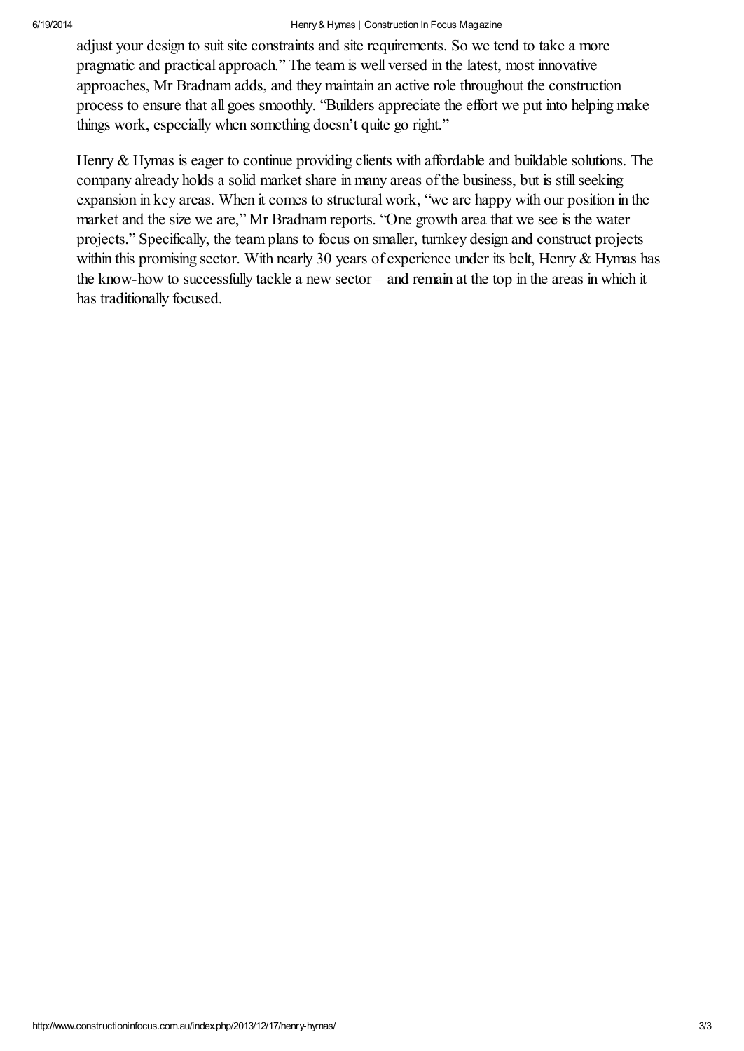adjust your design to suit site constraints and site requirements. So we tend to take a more pragmatic and practical approach." The team is well versed in the latest, most innovative approaches, Mr Bradnam adds, and they maintain an active role throughout the construction process to ensure that all goes smoothly. "Builders appreciate the effort we put into helping make things work, especially when something doesn't quite go right."

Henry & Hymas is eager to continue providing clients with affordable and buildable solutions. The company already holds a solid market share in many areas of the business, but is still seeking expansion in key areas. When it comes to structural work, "we are happy with our position in the market and the size we are," Mr Bradnam reports. "One growth area that we see is the water projects." Specifically, the team plans to focus on smaller, turnkey design and construct projects within this promising sector. With nearly 30 years of experience under its belt, Henry & Hymas has the know-how to successfully tackle a new sector – and remain at the top in the areas in which it has traditionally focused.